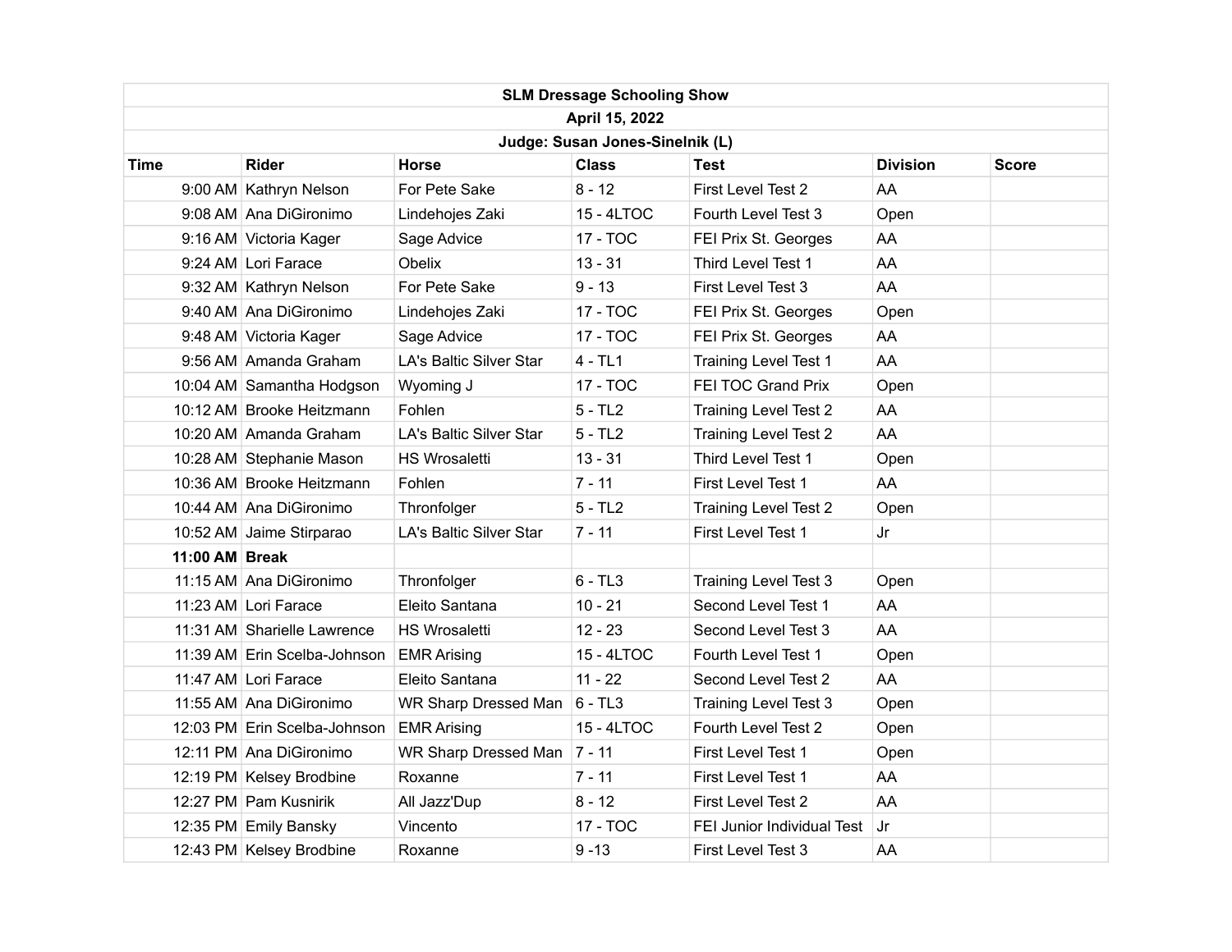| SLM Dressage Schooling Show | | | | | | |
|---|---|---|---|---|---|---|
| April 15, 2022 | | | | | | |
| Judge: Susan Jones-Sinelnik (L) | | | | | | |
| **Time** | **Rider** | **Horse** | **Class** | **Test** | **Division** | **Score** |
| 9:00 AM | Kathryn Nelson | For Pete Sake | 8 - 12 | First Level Test 2 | AA | |
| 9:08 AM | Ana DiGironimo | Lindehojes Zaki | 15 - 4LTOC | Fourth Level Test 3 | Open | |
| 9:16 AM | Victoria Kager | Sage Advice | 17 - TOC | FEI Prix St. Georges | AA | |
| 9:24 AM | Lori Farace | Obelix | 13 - 31 | Third Level Test 1 | AA | |
| 9:32 AM | Kathryn Nelson | For Pete Sake | 9 - 13 | First Level Test 3 | AA | |
| 9:40 AM | Ana DiGironimo | Lindehojes Zaki | 17 - TOC | FEI Prix St. Georges | Open | |
| 9:48 AM | Victoria Kager | Sage Advice | 17 - TOC | FEI Prix St. Georges | AA | |
| 9:56 AM | Amanda Graham | LA's Baltic Silver Star | 4 - TL1 | Training Level Test 1 | AA | |
| 10:04 AM | Samantha Hodgson | Wyoming J | 17 - TOC | FEI TOC Grand Prix | Open | |
| 10:12 AM | Brooke Heitzmann | Fohlen | 5 - TL2 | Training Level Test 2 | AA | |
| 10:20 AM | Amanda Graham | LA's Baltic Silver Star | 5 - TL2 | Training Level Test 2 | AA | |
| 10:28 AM | Stephanie Mason | HS Wrosaletti | 13 - 31 | Third Level Test 1 | Open | |
| 10:36 AM | Brooke Heitzmann | Fohlen | 7 - 11 | First Level Test 1 | AA | |
| 10:44 AM | Ana DiGironimo | Thronfolger | 5 - TL2 | Training Level Test 2 | Open | |
| 10:52 AM | Jaime Stirparao | LA's Baltic Silver Star | 7 - 11 | First Level Test 1 | Jr | |
| **11:00 AM** | **Break** | | | | | |
| 11:15 AM | Ana DiGironimo | Thronfolger | 6 - TL3 | Training Level Test 3 | Open | |
| 11:23 AM | Lori Farace | Eleito Santana | 10 - 21 | Second Level Test 1 | AA | |
| 11:31 AM | Sharielle Lawrence | HS Wrosaletti | 12 - 23 | Second Level Test 3 | AA | |
| 11:39 AM | Erin Scelba-Johnson | EMR Arising | 15 - 4LTOC | Fourth Level Test 1 | Open | |
| 11:47 AM | Lori Farace | Eleito Santana | 11 - 22 | Second Level Test 2 | AA | |
| 11:55 AM | Ana DiGironimo | WR Sharp Dressed Man | 6 - TL3 | Training Level Test 3 | Open | |
| 12:03 PM | Erin Scelba-Johnson | EMR Arising | 15 - 4LTOC | Fourth Level Test 2 | Open | |
| 12:11 PM | Ana DiGironimo | WR Sharp Dressed Man | 7 - 11 | First Level Test 1 | Open | |
| 12:19 PM | Kelsey Brodbine | Roxanne | 7 - 11 | First Level Test 1 | AA | |
| 12:27 PM | Pam Kusnirik | All Jazz'Dup | 8 - 12 | First Level Test 2 | AA | |
| 12:35 PM | Emily Bansky | Vincento | 17 - TOC | FEI Junior Individual Test | Jr | |
| 12:43 PM | Kelsey Brodbine | Roxanne | 9 -13 | First Level Test 3 | AA | |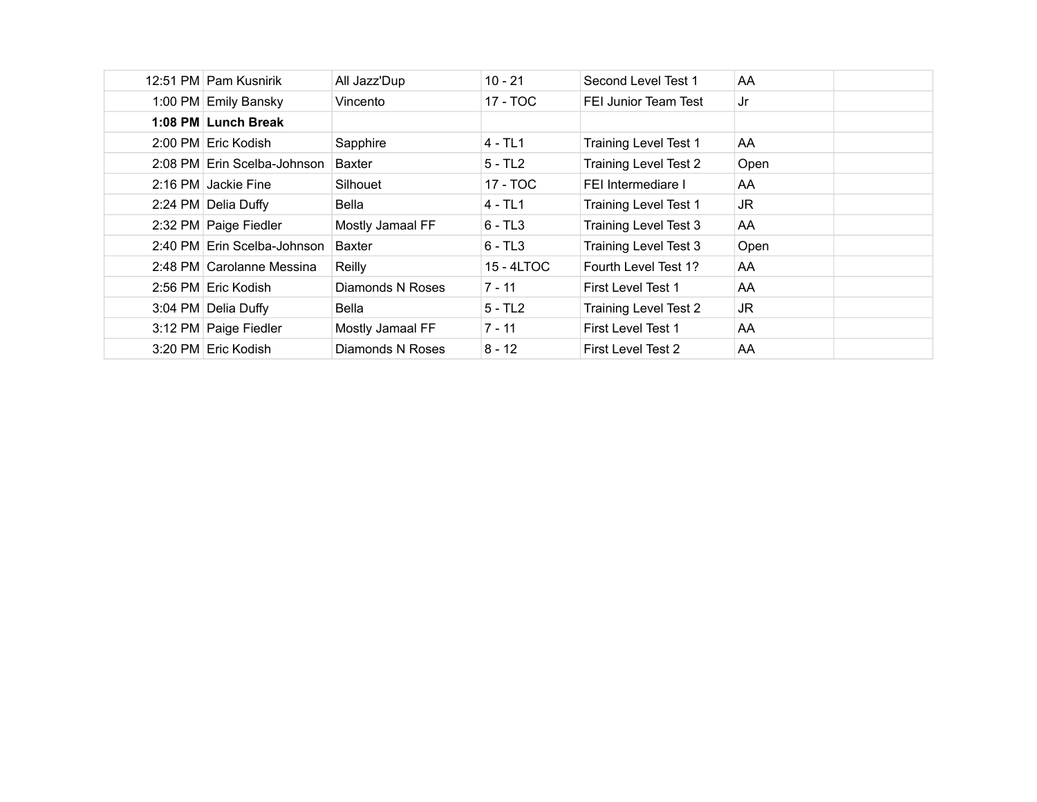| | | | | | | |
|---|---|---|---|---|---|---|
| 12:51 PM | Pam Kusnirik | All Jazz'Dup | 10 - 21 | Second Level Test 1 | AA | |
| 1:00 PM | Emily Bansky | Vincento | 17 - TOC | FEI Junior Team Test | Jr | |
| **1:08 PM** | **Lunch Break** | | | | | |
| 2:00 PM | Eric Kodish | Sapphire | 4 - TL1 | Training Level Test 1 | AA | |
| 2:08 PM | Erin Scelba-Johnson | Baxter | 5 - TL2 | Training Level Test 2 | Open | |
| 2:16 PM | Jackie Fine | Silhouet | 17 - TOC | FEI Intermediare I | AA | |
| 2:24 PM | Delia Duffy | Bella | 4 - TL1 | Training Level Test 1 | JR | |
| 2:32 PM | Paige Fiedler | Mostly Jamaal FF | 6 - TL3 | Training Level Test 3 | AA | |
| 2:40 PM | Erin Scelba-Johnson | Baxter | 6 - TL3 | Training Level Test 3 | Open | |
| 2:48 PM | Carolanne Messina | Reilly | 15 - 4LTOC | Fourth Level Test 1? | AA | |
| 2:56 PM | Eric Kodish | Diamonds N Roses | 7 - 11 | First Level Test 1 | AA | |
| 3:04 PM | Delia Duffy | Bella | 5 - TL2 | Training Level Test 2 | JR | |
| 3:12 PM | Paige Fiedler | Mostly Jamaal FF | 7 - 11 | First Level Test 1 | AA | |
| 3:20 PM | Eric Kodish | Diamonds N Roses | 8 - 12 | First Level Test 2 | AA | |